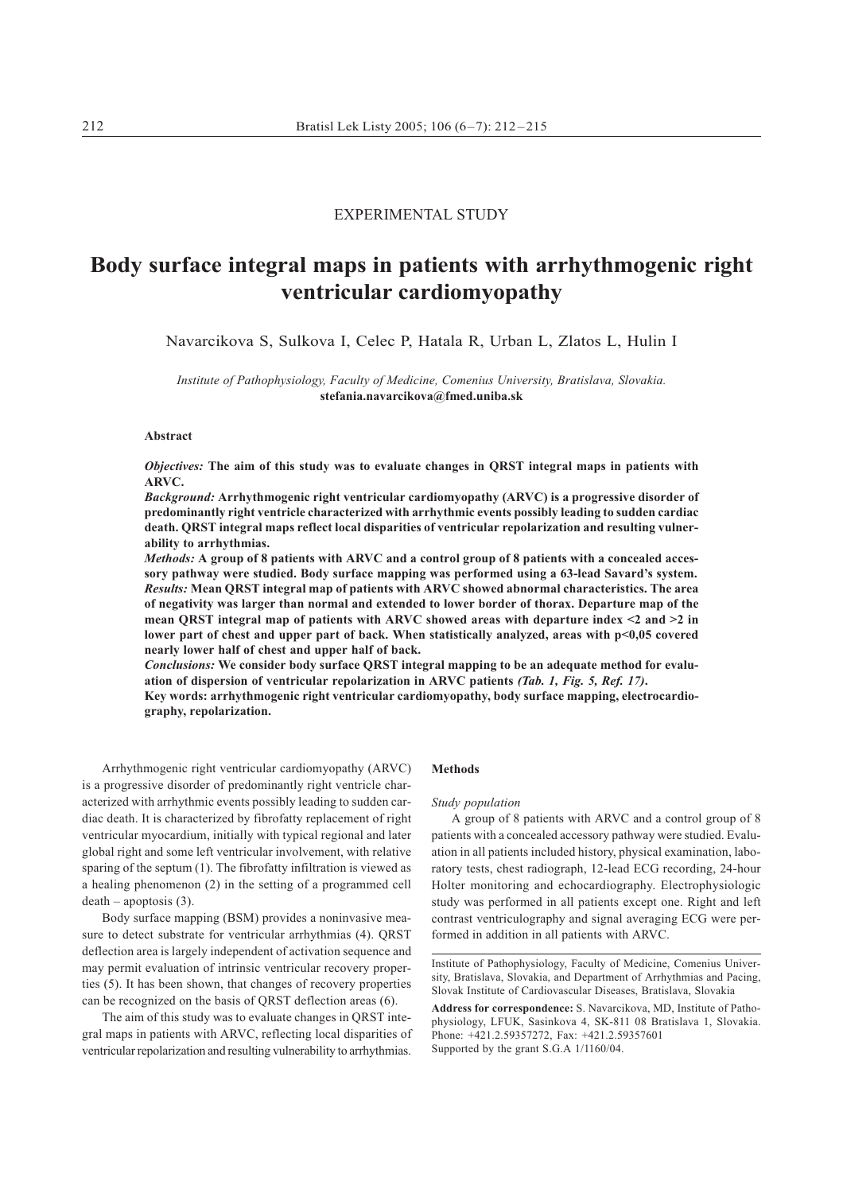EXPERIMENTAL STUDY

# Body surface integral maps in patients with arrhythmogenic right ventricular cardiomyopathy

Navarcikova S, Sulkova I, Celec P, Hatala R, Urban L, Zlatos L, Hulin I

*Institute of Pathophysiology, Faculty of Medicine, Comenius University, Bratislava, Slovakia.*
**stefania.navarcikova@fmed.uniba.sk**

### Abstract

***Objectives:*** **The aim of this study was to evaluate changes in QRST integral maps in patients with ARVC.**

***Background:*** **Arrhythmogenic right ventricular cardiomyopathy (ARVC) is a progressive disorder of predominantly right ventricle characterized with arrhythmic events possibly leading to sudden cardiac death. QRST integral maps reflect local disparities of ventricular repolarization and resulting vulnerability to arrhythmias.**

***Methods:*** **A group of 8 patients with ARVC and a control group of 8 patients with a concealed accessory pathway were studied. Body surface mapping was performed using a 63-lead Savard's system.**

***Results:*** **Mean QRST integral map of patients with ARVC showed abnormal characteristics. The area of negativity was larger than normal and extended to lower border of thorax. Departure map of the mean QRST integral map of patients with ARVC showed areas with departure index <2 and >2 in lower part of chest and upper part of back. When statistically analyzed, areas with p<0,05 covered nearly lower half of chest and upper half of back.**

***Conclusions:*** **We consider body surface QRST integral mapping to be an adequate method for evaluation of dispersion of ventricular repolarization in ARVC patients *(Tab. 1, Fig. 5, Ref. 17)*.**

**Key words: arrhythmogenic right ventricular cardiomyopathy, body surface mapping, electrocardiography, repolarization.**

Arrhythmogenic right ventricular cardiomyopathy (ARVC) is a progressive disorder of predominantly right ventricle characterized with arrhythmic events possibly leading to sudden cardiac death. It is characterized by fibrofatty replacement of right ventricular myocardium, initially with typical regional and later global right and some left ventricular involvement, with relative sparing of the septum (1). The fibrofatty infiltration is viewed as a healing phenomenon (2) in the setting of a programmed cell death – apoptosis (3).

Body surface mapping (BSM) provides a noninvasive measure to detect substrate for ventricular arrhythmias (4). QRST deflection area is largely independent of activation sequence and may permit evaluation of intrinsic ventricular recovery properties (5). It has been shown, that changes of recovery properties can be recognized on the basis of QRST deflection areas (6).

The aim of this study was to evaluate changes in QRST integral maps in patients with ARVC, reflecting local disparities of ventricular repolarization and resulting vulnerability to arrhythmias.

### Methods

*Study population*

A group of 8 patients with ARVC and a control group of 8 patients with a concealed accessory pathway were studied. Evaluation in all patients included history, physical examination, laboratory tests, chest radiograph, 12-lead ECG recording, 24-hour Holter monitoring and echocardiography. Electrophysiologic study was performed in all patients except one. Right and left contrast ventriculography and signal averaging ECG were performed in addition in all patients with ARVC.

Institute of Pathophysiology, Faculty of Medicine, Comenius University, Bratislava, Slovakia, and Department of Arrhythmias and Pacing, Slovak Institute of Cardiovascular Diseases, Bratislava, Slovakia

**Address for correspondence:** S. Navarcikova, MD, Institute of Pathophysiology, LFUK, Sasinkova 4, SK-811 08 Bratislava 1, Slovakia. Phone: +421.2.59357272, Fax: +421.2.59357601

Supported by the grant S.G.A 1/1160/04.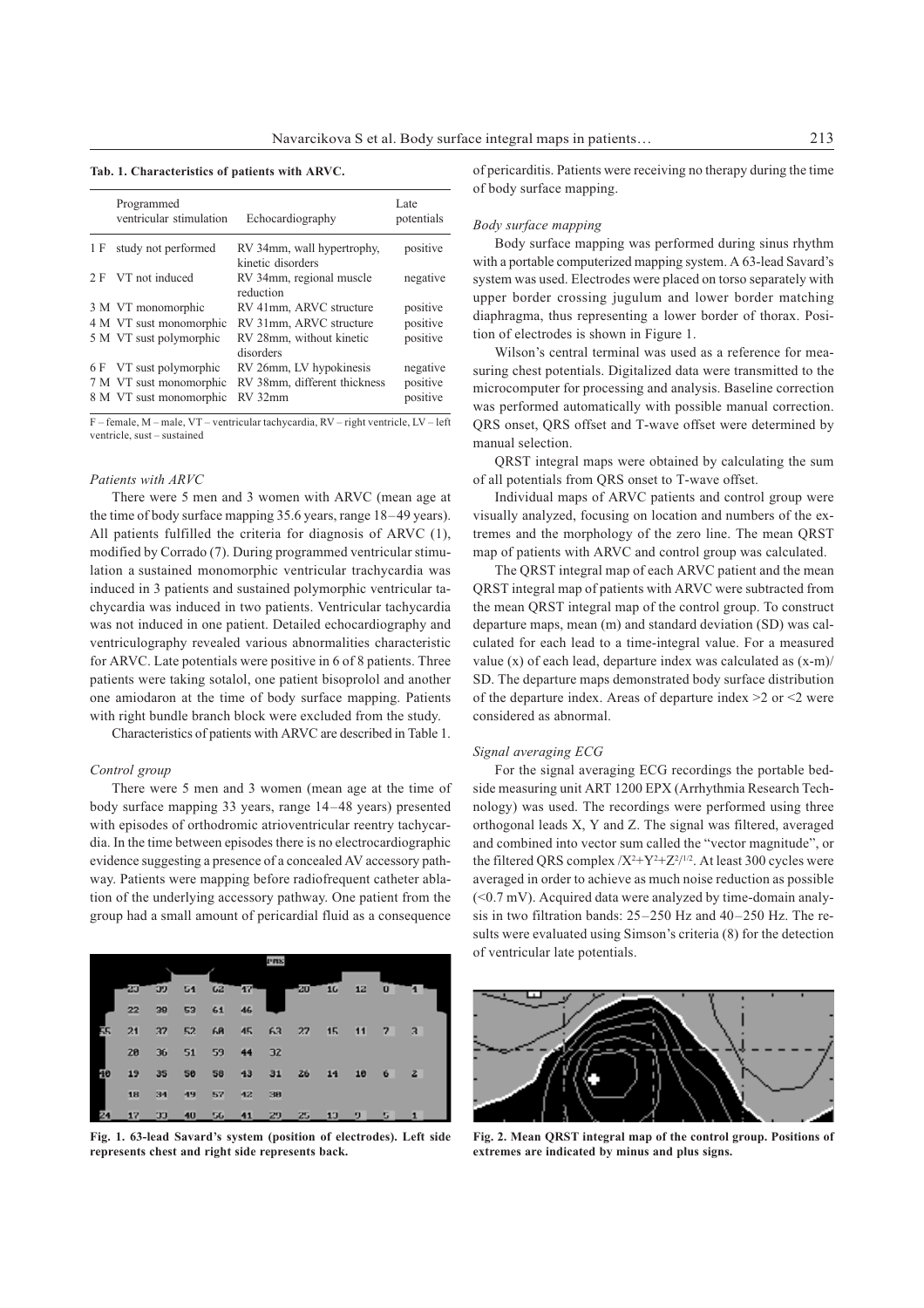**Tab. 1. Characteristics of patients with ARVC.**

| | Programmed ventricular stimulation | Echocardiography | Late potentials |
|---|---|---|---|
| 1 F | study not performed | RV 34mm, wall hypertrophy, kinetic disorders | positive |
| 2 F | VT not induced | RV 34mm, regional muscle reduction | negative |
| 3 M | VT monomorphic | RV 41mm, ARVC structure | positive |
| 4 M | VT sust monomorphic | RV 31mm, ARVC structure | positive |
| 5 M | VT sust polymorphic | RV 28mm, without kinetic disorders | positive |
| 6 F | VT sust polymorphic | RV 26mm, LV hypokinesis | negative |
| 7 M | VT sust monomorphic | RV 38mm, different thickness | positive |
| 8 M | VT sust monomorphic | RV 32mm | positive |

F – female, M – male, VT – ventricular tachycardia, RV – right ventricle, LV – left ventricle, sust – sustained

### *Patients with ARVC*

There were 5 men and 3 women with ARVC (mean age at the time of body surface mapping 35.6 years, range 18–49 years). All patients fulfilled the criteria for diagnosis of ARVC (1), modified by Corrado (7). During programmed ventricular stimulation a sustained monomorphic ventricular trachycardia was induced in 3 patients and sustained polymorphic ventricular tachycardia was induced in two patients. Ventricular tachycardia was not induced in one patient. Detailed echocardiography and ventriculography revealed various abnormalities characteristic for ARVC. Late potentials were positive in 6 of 8 patients. Three patients were taking sotalol, one patient bisoprolol and another one amiodaron at the time of body surface mapping. Patients with right bundle branch block were excluded from the study.

Characteristics of patients with ARVC are described in Table 1.

### *Control group*

There were 5 men and 3 women (mean age at the time of body surface mapping 33 years, range 14–48 years) presented with episodes of orthodromic atrioventricular reentry tachycardia. In the time between episodes there is no electrocardiographic evidence suggesting a presence of a concealed AV accessory pathway. Patients were mapping before radiofrequent catheter ablation of the underlying accessory pathway. One patient from the group had a small amount of pericardial fluid as a consequence of pericarditis. Patients were receiving no therapy during the time of body surface mapping.

**Fig. 1. 63-lead Savard's system (position of electrodes). Left side represents chest and right side represents back.**

### *Body surface mapping*

Body surface mapping was performed during sinus rhythm with a portable computerized mapping system. A 63-lead Savard's system was used. Electrodes were placed on torso separately with upper border crossing jugulum and lower border matching diaphragma, thus representing a lower border of thorax. Position of electrodes is shown in Figure 1.

Wilson's central terminal was used as a reference for measuring chest potentials. Digitalized data were transmitted to the microcomputer for processing and analysis. Baseline correction was performed automatically with possible manual correction. QRS onset, QRS offset and T-wave offset were determined by manual selection.

QRST integral maps were obtained by calculating the sum of all potentials from QRS onset to T-wave offset.

Individual maps of ARVC patients and control group were visually analyzed, focusing on location and numbers of the extremes and the morphology of the zero line. The mean QRST map of patients with ARVC and control group was calculated.

The QRST integral map of each ARVC patient and the mean QRST integral map of patients with ARVC were subtracted from the mean QRST integral map of the control group. To construct departure maps, mean (m) and standard deviation (SD) was calculated for each lead to a time-integral value. For a measured value (x) of each lead, departure index was calculated as (x-m)/SD. The departure maps demonstrated body surface distribution of the departure index. Areas of departure index >2 or <2 were considered as abnormal.

### *Signal averaging ECG*

For the signal averaging ECG recordings the portable bedside measuring unit ART 1200 EPX (Arrhythmia Research Technology) was used. The recordings were performed using three orthogonal leads X, Y and Z. The signal was filtered, averaged and combined into vector sum called the "vector magnitude", or the filtered QRS complex $/X^2+Y^2+Z^2/^{1/2}$. At least 300 cycles were averaged in order to achieve as much noise reduction as possible (<0.7 mV). Acquired data were analyzed by time-domain analysis in two filtration bands: 25–250 Hz and 40–250 Hz. The results were evaluated using Simson's criteria (8) for the detection of ventricular late potentials.

**Fig. 2. Mean QRST integral map of the control group. Positions of extremes are indicated by minus and plus signs.**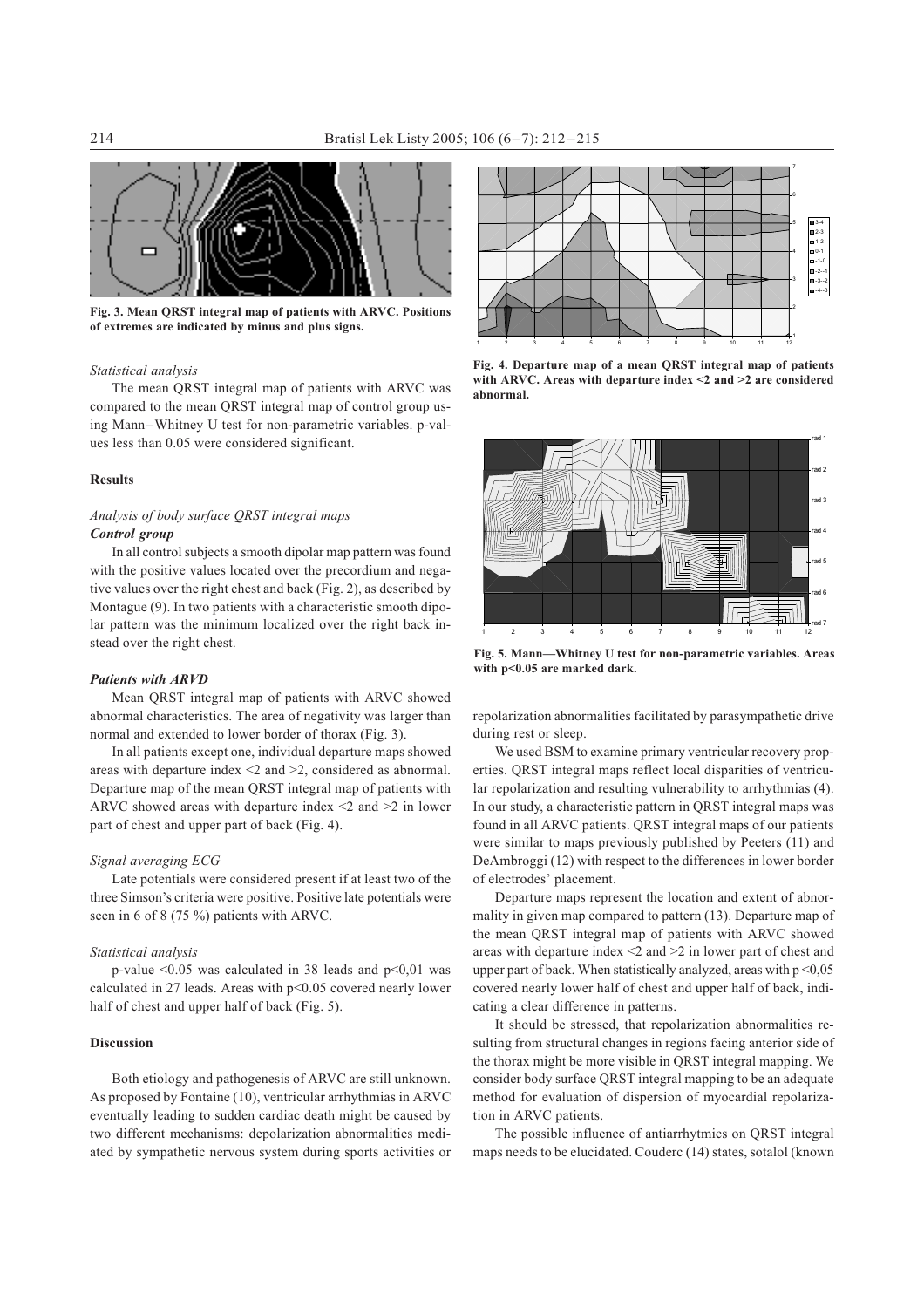Fig. 3. Mean QRST integral map of patients with ARVC. Positions of extremes are indicated by minus and plus signs.

Fig. 4. Departure map of a mean QRST integral map of patients with ARVC. Areas with departure index <2 and >2 are considered abnormal.

Fig. 5. Mann—Whitney U test for non-parametric variables. Areas with p<0.05 are marked dark.

*Statistical analysis*

The mean QRST integral map of patients with ARVC was compared to the mean QRST integral map of control group using Mann–Whitney U test for non-parametric variables. p-values less than 0.05 were considered significant.

## Results

### *Analysis of body surface QRST integral maps*

***Control group***

In all control subjects a smooth dipolar map pattern was found with the positive values located over the precordium and negative values over the right chest and back (Fig. 2), as described by Montague (9). In two patients with a characteristic smooth dipolar pattern was the minimum localized over the right back instead over the right chest.

***Patients with ARVD***

Mean QRST integral map of patients with ARVC showed abnormal characteristics. The area of negativity was larger than normal and extended to lower border of thorax (Fig. 3).

In all patients except one, individual departure maps showed areas with departure index <2 and >2, considered as abnormal. Departure map of the mean QRST integral map of patients with ARVC showed areas with departure index <2 and >2 in lower part of chest and upper part of back (Fig. 4).

*Signal averaging ECG*

Late potentials were considered present if at least two of the three Simson's criteria were positive. Positive late potentials were seen in 6 of 8 (75 %) patients with ARVC.

*Statistical analysis*

p-value <0.05 was calculated in 38 leads and p<0,01 was calculated in 27 leads. Areas with p<0.05 covered nearly lower half of chest and upper half of back (Fig. 5).

## Discussion

Both etiology and pathogenesis of ARVC are still unknown. As proposed by Fontaine (10), ventricular arrhythmias in ARVC eventually leading to sudden cardiac death might be caused by two different mechanisms: depolarization abnormalities mediated by sympathetic nervous system during sports activities or repolarization abnormalities facilitated by parasympathetic drive during rest or sleep.

We used BSM to examine primary ventricular recovery properties. QRST integral maps reflect local disparities of ventricular repolarization and resulting vulnerability to arrhythmias (4). In our study, a characteristic pattern in QRST integral maps was found in all ARVC patients. QRST integral maps of our patients were similar to maps previously published by Peeters (11) and DeAmbroggi (12) with respect to the differences in lower border of electrodes' placement.

Departure maps represent the location and extent of abnormality in given map compared to pattern (13). Departure map of the mean QRST integral map of patients with ARVC showed areas with departure index <2 and >2 in lower part of chest and upper part of back. When statistically analyzed, areas with p <0,05 covered nearly lower half of chest and upper half of back, indicating a clear difference in patterns.

It should be stressed, that repolarization abnormalities resulting from structural changes in regions facing anterior side of the thorax might be more visible in QRST integral mapping. We consider body surface QRST integral mapping to be an adequate method for evaluation of dispersion of myocardial repolarization in ARVC patients.

The possible influence of antiarrhytmics on QRST integral maps needs to be elucidated. Couderc (14) states, sotalol (known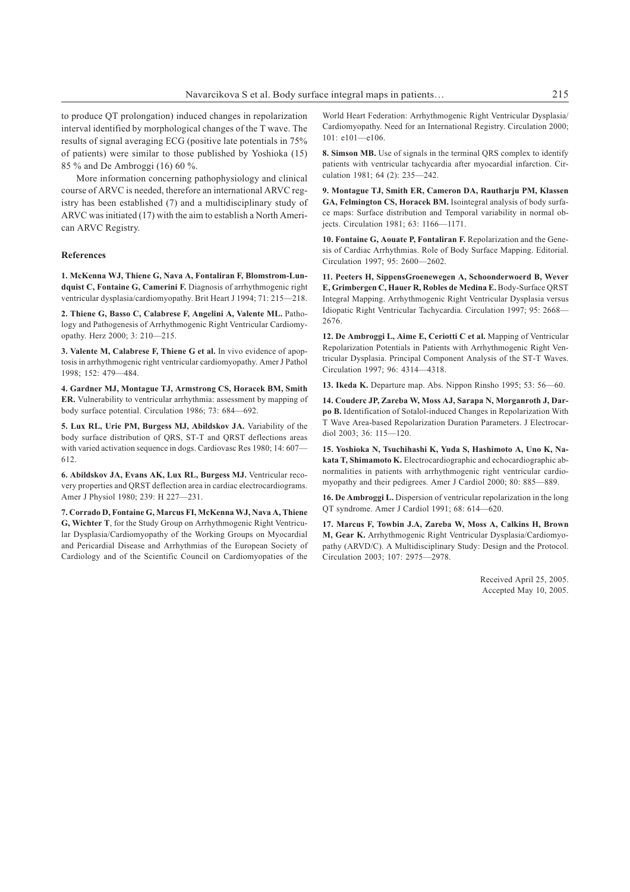to produce QT prolongation) induced changes in repolarization interval identified by morphological changes of the T wave. The results of signal averaging ECG (positive late potentials in 75% of patients) were similar to those published by Yoshioka (15) 85 % and De Ambroggi (16) 60 %.

More information concerning pathophysiology and clinical course of ARVC is needed, therefore an international ARVC registry has been established (7) and a multidisciplinary study of ARVC was initiated (17) with the aim to establish a North American ARVC Registry.

### References

**1. McKenna WJ, Thiene G, Nava A, Fontaliran F, Blomstrom-Lundquist C, Fontaine G, Camerini F.** Diagnosis of arrhythmogenic right ventricular dysplasia/cardiomyopathy. Brit Heart J 1994; 71: 215—218.

**2. Thiene G, Basso C, Calabrese F, Angelini A, Valente ML.** Pathology and Pathogenesis of Arrhythmogenic Right Ventricular Cardiomyopathy. Herz 2000; 3: 210—215.

**3. Valente M, Calabrese F, Thiene G et al.** In vivo evidence of apoptosis in arrhythmogenic right ventricular cardiomyopathy. Amer J Pathol 1998; 152: 479—484.

**4. Gardner MJ, Montague TJ, Armstrong CS, Horacek BM, Smith ER.** Vulnerability to ventricular arrhythmia: assessment by mapping of body surface potential. Circulation 1986; 73: 684—692.

**5. Lux RL, Urie PM, Burgess MJ, Abildskov JA.** Variability of the body surface distribution of QRS, ST-T and QRST deflections areas with varied activation sequence in dogs. Cardiovasc Res 1980; 14: 607—612.

**6. Abildskov JA, Evans AK, Lux RL, Burgess MJ.** Ventricular recovery properties and QRST deflection area in cardiac electrocardiograms. Amer J Physiol 1980; 239: H 227—231.

**7. Corrado D, Fontaine G, Marcus FI, McKenna WJ, Nava A, Thiene G, Wichter T**, for the Study Group on Arrhythmogenic Right Ventricular Dysplasia/Cardiomyopathy of the Working Groups on Myocardial and Pericardial Disease and Arrhythmias of the European Society of Cardiology and of the Scientific Council on Cardiomyopaties of the World Heart Federation: Arrhythmogenic Right Ventricular Dysplasia/Cardiomyopathy. Need for an International Registry. Circulation 2000; 101: e101—e106.

**8. Simson MB.** Use of signals in the terminal QRS complex to identify patients with ventricular tachycardia after myocardial infarction. Circulation 1981; 64 (2): 235—242.

**9. Montague TJ, Smith ER, Cameron DA, Rautharju PM, Klassen GA, Felmington CS, Horacek BM.** Isointegral analysis of body surface maps: Surface distribution and Temporal variability in normal objects. Circulation 1981; 63: 1166—1171.

**10. Fontaine G, Aouate P, Fontaliran F.** Repolarization and the Genesis of Cardiac Arrhythmias. Role of Body Surface Mapping. Editorial. Circulation 1997; 95: 2600—2602.

**11. Peeters H, SippensGroenewegen A, Schoonderwoerd B, Wever E, Grimbergen C, Hauer R, Robles de Medina E.** Body-Surface QRST Integral Mapping. Arrhythmogenic Right Ventricular Dysplasia versus Idiopatic Right Ventricular Tachycardia. Circulation 1997; 95: 2668—2676.

**12. De Ambroggi L, Aime E, Ceriotti C et al.** Mapping of Ventricular Repolarization Potentials in Patients with Arrhythmogenic Right Ventricular Dysplasia. Principal Component Analysis of the ST-T Waves. Circulation 1997; 96: 4314—4318.

**13. Ikeda K.** Departure map. Abs. Nippon Rinsho 1995; 53: 56—60.

**14. Couderc JP, Zareba W, Moss AJ, Sarapa N, Morganroth J, Darpo B.** Identification of Sotalol-induced Changes in Repolarization With T Wave Area-based Repolarization Duration Parameters. J Electrocardiol 2003; 36: 115—120.

**15. Yoshioka N, Tsuchihashi K, Yuda S, Hashimoto A, Uno K, Nakata T, Shimamoto K.** Electrocardiographic and echocardiographic abnormalities in patients with arrhythmogenic right ventricular cardiomyopathy and their pedigrees. Amer J Cardiol 2000; 80: 885—889.

**16. De Ambroggi L.** Dispersion of ventricular repolarization in the long QT syndrome. Amer J Cardiol 1991; 68: 614—620.

**17. Marcus F, Towbin J.A, Zareba W, Moss A, Calkins H, Brown M, Gear K.** Arrhythmogenic Right Ventricular Dysplasia/Cardiomyopathy (ARVD/C). A Multidisciplinary Study: Design and the Protocol. Circulation 2003; 107: 2975—2978.

Received April 25, 2005.
Accepted May 10, 2005.